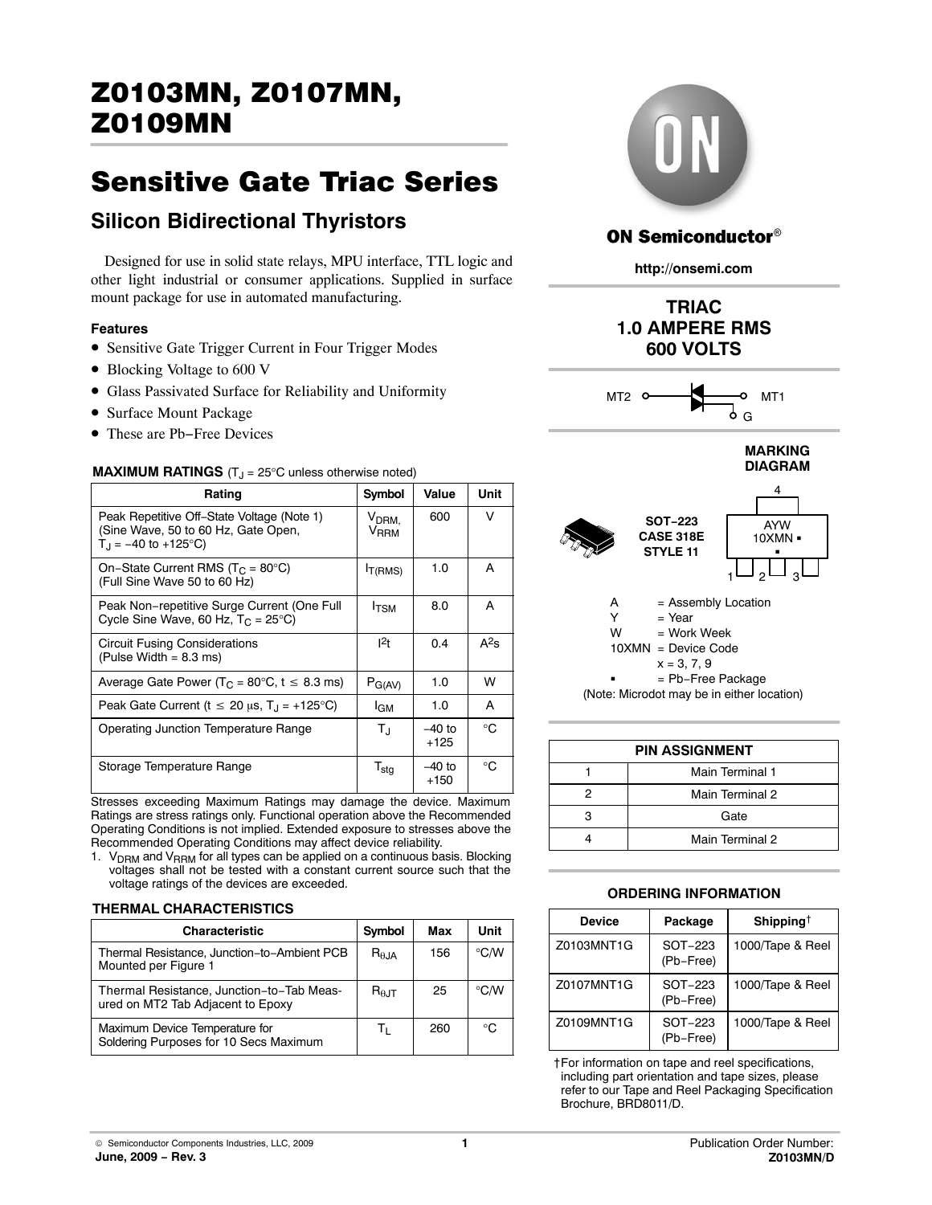# Z0103MN, Z0107MN, Z0109MN

## Sensitive Gate Triac Series

### Silicon Bidirectional Thyristors

Designed for use in solid state relays, MPU interface, TTL logic and other light industrial or consumer applications. Supplied in surface mount package for use in automated manufacturing.

**Features**

- Sensitive Gate Trigger Current in Four Trigger Modes
- Blocking Voltage to 600 V
- Glass Passivated Surface for Reliability and Uniformity
- Surface Mount Package
- These are Pb−Free Devices

**MAXIMUM RATINGS** ($T_J$ = 25°C unless otherwise noted)

| Rating | Symbol | Value | Unit |
|---|---|---|---|
| Peak Repetitive Off−State Voltage (Note 1) (Sine Wave, 50 to 60 Hz, Gate Open, $T_J$ = −40 to +125°C) | $V_{DRM}$, $V_{RRM}$ | 600 | V |
| On−State Current RMS ($T_C$ = 80°C) (Full Sine Wave 50 to 60 Hz) | $I_{T(RMS)}$ | 1.0 | A |
| Peak Non−repetitive Surge Current (One Full Cycle Sine Wave, 60 Hz, $T_C$ = 25°C) | $I_{TSM}$ | 8.0 | A |
| Circuit Fusing Considerations (Pulse Width = 8.3 ms) | $I^2t$ | 0.4 | $A^2s$ |
| Average Gate Power ($T_C$ = 80°C, t ≤ 8.3 ms) | $P_{G(AV)}$ | 1.0 | W |
| Peak Gate Current (t ≤ 20 μs, $T_J$ = +125°C) | $I_{GM}$ | 1.0 | A |
| Operating Junction Temperature Range | $T_J$ | −40 to +125 | °C |
| Storage Temperature Range | $T_{stg}$ | −40 to +150 | °C |

Stresses exceeding Maximum Ratings may damage the device. Maximum Ratings are stress ratings only. Functional operation above the Recommended Operating Conditions is not implied. Extended exposure to stresses above the Recommended Operating Conditions may affect device reliability.

1. $V_{DRM}$ and $V_{RRM}$ for all types can be applied on a continuous basis. Blocking voltages shall not be tested with a constant current source such that the voltage ratings of the devices are exceeded.

**THERMAL CHARACTERISTICS**

| Characteristic | Symbol | Max | Unit |
|---|---|---|---|
| Thermal Resistance, Junction−to−Ambient PCB Mounted per Figure 1 | $R_{\theta JA}$ | 156 | °C/W |
| Thermal Resistance, Junction−to−Tab Measured on MT2 Tab Adjacent to Epoxy | $R_{\theta JT}$ | 25 | °C/W |
| Maximum Device Temperature for Soldering Purposes for 10 Secs Maximum | $T_L$ | 260 | °C |

**ON Semiconductor®**

**http://onsemi.com**

**TRIAC**
**1.0 AMPERE RMS**
**600 VOLTS**

MT2 — MT1, G

**MARKING DIAGRAM**

SOT−223
CASE 318E
STYLE 11

AYW
10XMN ▪
▪

A = Assembly Location
Y = Year
W = Work Week
10XMN = Device Code
x = 3, 7, 9
▪ = Pb−Free Package
(Note: Microdot may be in either location)

| PIN ASSIGNMENT | |
|---|---|
| 1 | Main Terminal 1 |
| 2 | Main Terminal 2 |
| 3 | Gate |
| 4 | Main Terminal 2 |

**ORDERING INFORMATION**

| Device | Package | Shipping† |
|---|---|---|
| Z0103MNT1G | SOT−223 (Pb−Free) | 1000/Tape & Reel |
| Z0107MNT1G | SOT−223 (Pb−Free) | 1000/Tape & Reel |
| Z0109MNT1G | SOT−223 (Pb−Free) | 1000/Tape & Reel |

†For information on tape and reel specifications, including part orientation and tape sizes, please refer to our Tape and Reel Packaging Specification Brochure, BRD8011/D.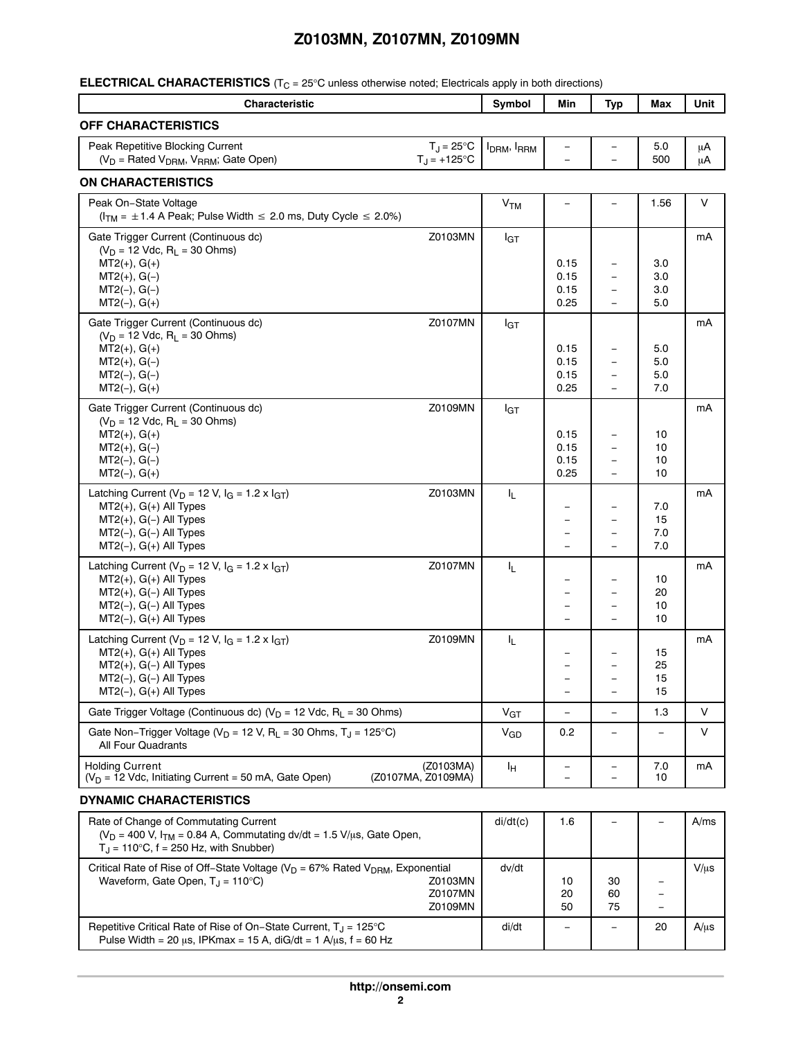**ELECTRICAL CHARACTERISTICS** ($T_C$ = 25°C unless otherwise noted; Electricals apply in both directions)

| Characteristic | | Symbol | Min | Typ | Max | Unit |
|---|---|---|---|---|---|---|
| **OFF CHARACTERISTICS** | | | | | | |
| Peak Repetitive Blocking Current ($V_D$ = Rated $V_{DRM}$, $V_{RRM}$; Gate Open) | $T_J$ = 25°C | $I_{DRM}$, $I_{RRM}$ | – | – | 5.0 | μA |
| | $T_J$ = +125°C | | – | – | 500 | μA |
| **ON CHARACTERISTICS** | | | | | | |
| Peak On−State Voltage ($I_{TM}$ = ±1.4 A Peak; Pulse Width ≤ 2.0 ms, Duty Cycle ≤ 2.0%) | | $V_{TM}$ | – | – | 1.56 | V |
| Gate Trigger Current (Continuous dc) ($V_D$ = 12 Vdc, $R_L$ = 30 Ohms) | Z0103MN | $I_{GT}$ | | | | mA |
| MT2(+), G(+) | | | 0.15 | – | 3.0 | |
| MT2(+), G(−) | | | 0.15 | – | 3.0 | |
| MT2(−), G(−) | | | 0.15 | – | 3.0 | |
| MT2(−), G(+) | | | 0.25 | – | 5.0 | |
| Gate Trigger Current (Continuous dc) ($V_D$ = 12 Vdc, $R_L$ = 30 Ohms) | Z0107MN | $I_{GT}$ | | | | mA |
| MT2(+), G(+) | | | 0.15 | – | 5.0 | |
| MT2(+), G(−) | | | 0.15 | – | 5.0 | |
| MT2(−), G(−) | | | 0.15 | – | 5.0 | |
| MT2(−), G(+) | | | 0.25 | – | 7.0 | |
| Gate Trigger Current (Continuous dc) ($V_D$ = 12 Vdc, $R_L$ = 30 Ohms) | Z0109MN | $I_{GT}$ | | | | mA |
| MT2(+), G(+) | | | 0.15 | – | 10 | |
| MT2(+), G(−) | | | 0.15 | – | 10 | |
| MT2(−), G(−) | | | 0.15 | – | 10 | |
| MT2(−), G(+) | | | 0.25 | – | 10 | |
| Latching Current ($V_D$ = 12 V, $I_G$ = 1.2 x $I_{GT}$) | Z0103MN | $I_L$ | | | | mA |
| MT2(+), G(+) All Types | | | – | – | 7.0 | |
| MT2(+), G(−) All Types | | | – | – | 15 | |
| MT2(−), G(−) All Types | | | – | – | 7.0 | |
| MT2(−), G(+) All Types | | | – | – | 7.0 | |
| Latching Current ($V_D$ = 12 V, $I_G$ = 1.2 x $I_{GT}$) | Z0107MN | $I_L$ | | | | mA |
| MT2(+), G(+) All Types | | | – | – | 10 | |
| MT2(+), G(−) All Types | | | – | – | 20 | |
| MT2(−), G(−) All Types | | | – | – | 10 | |
| MT2(−), G(+) All Types | | | – | – | 10 | |
| Latching Current ($V_D$ = 12 V, $I_G$ = 1.2 x $I_{GT}$) | Z0109MN | $I_L$ | | | | mA |
| MT2(+), G(+) All Types | | | – | – | 15 | |
| MT2(+), G(−) All Types | | | – | – | 25 | |
| MT2(−), G(−) All Types | | | – | – | 15 | |
| MT2(−), G(+) All Types | | | – | – | 15 | |
| Gate Trigger Voltage (Continuous dc) ($V_D$ = 12 Vdc, $R_L$ = 30 Ohms) | | $V_{GT}$ | – | – | 1.3 | V |
| Gate Non−Trigger Voltage ($V_D$ = 12 V, $R_L$ = 30 Ohms, $T_J$ = 125°C) All Four Quadrants | | $V_{GD}$ | 0.2 | – | – | V |
| Holding Current ($V_D$ = 12 Vdc, Initiating Current = 50 mA, Gate Open) | (Z0103MA) | $I_H$ | – | – | 7.0 | mA |
| | (Z0107MA, Z0109MA) | | – | – | 10 | |
| **DYNAMIC CHARACTERISTICS** | | | | | | |
| Rate of Change of Commutating Current ($V_D$ = 400 V, $I_{TM}$ = 0.84 A, Commutating dv/dt = 1.5 V/μs, Gate Open, $T_J$ = 110°C, f = 250 Hz, with Snubber) | | di/dt(c) | 1.6 | – | – | A/ms |
| Critical Rate of Rise of Off−State Voltage ($V_D$ = 67% Rated $V_{DRM}$, Exponential Waveform, Gate Open, $T_J$ = 110°C) | Z0103MN | dv/dt | 10 | 30 | – | V/μs |
| | Z0107MN | | 20 | 60 | – | |
| | Z0109MN | | 50 | 75 | – | |
| Repetitive Critical Rate of Rise of On−State Current, $T_J$ = 125°C Pulse Width = 20 μs, IPKmax = 15 A, diG/dt = 1 A/μs, f = 60 Hz | | di/dt | – | – | 20 | A/μs |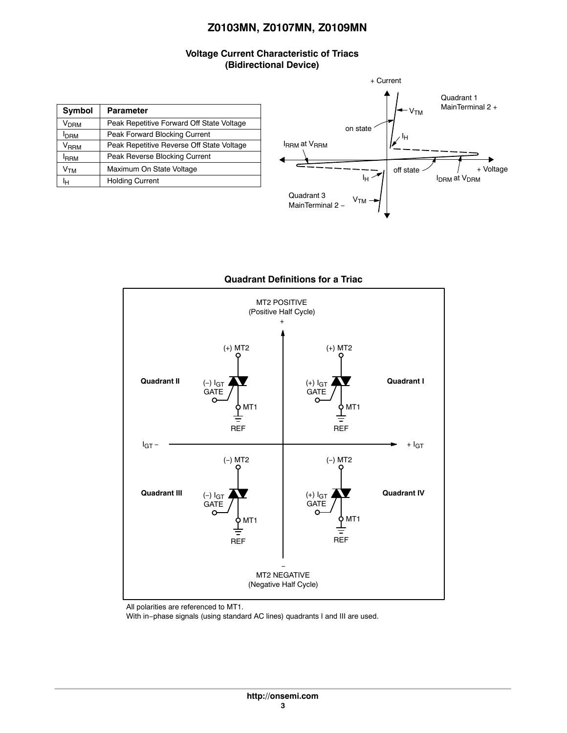### Voltage Current Characteristic of Triacs (Bidirectional Device)

| Symbol | Parameter |
| --- | --- |
| $V_{DRM}$ | Peak Repetitive Forward Off State Voltage |
| $I_{DRM}$ | Peak Forward Blocking Current |
| $V_{RRM}$ | Peak Repetitive Reverse Off State Voltage |
| $I_{RRM}$ | Peak Reverse Blocking Current |
| $V_{TM}$ | Maximum On State Voltage |
| $I_H$ | Holding Current |

### Quadrant Definitions for a Triac

All polarities are referenced to MT1.

With in−phase signals (using standard AC lines) quadrants I and III are used.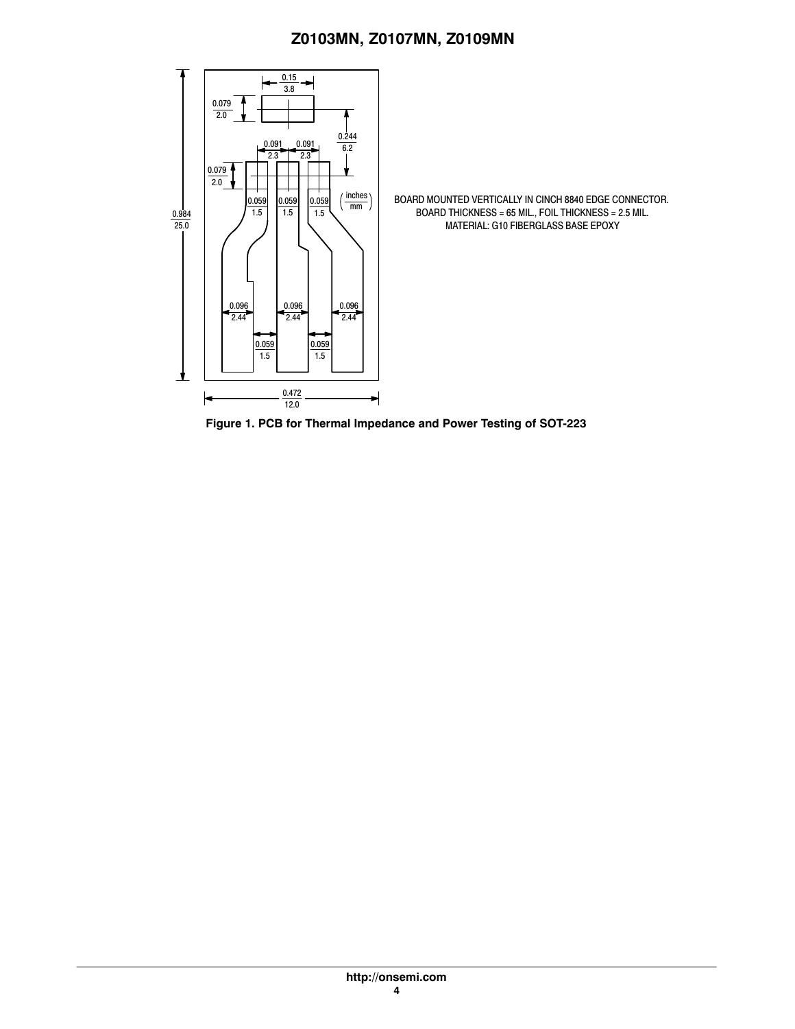BOARD MOUNTED VERTICALLY IN CINCH 8840 EDGE CONNECTOR.
BOARD THICKNESS = 65 MIL., FOIL THICKNESS = 2.5 MIL.
MATERIAL: G10 FIBERGLASS BASE EPOXY

**Figure 1. PCB for Thermal Impedance and Power Testing of SOT-223**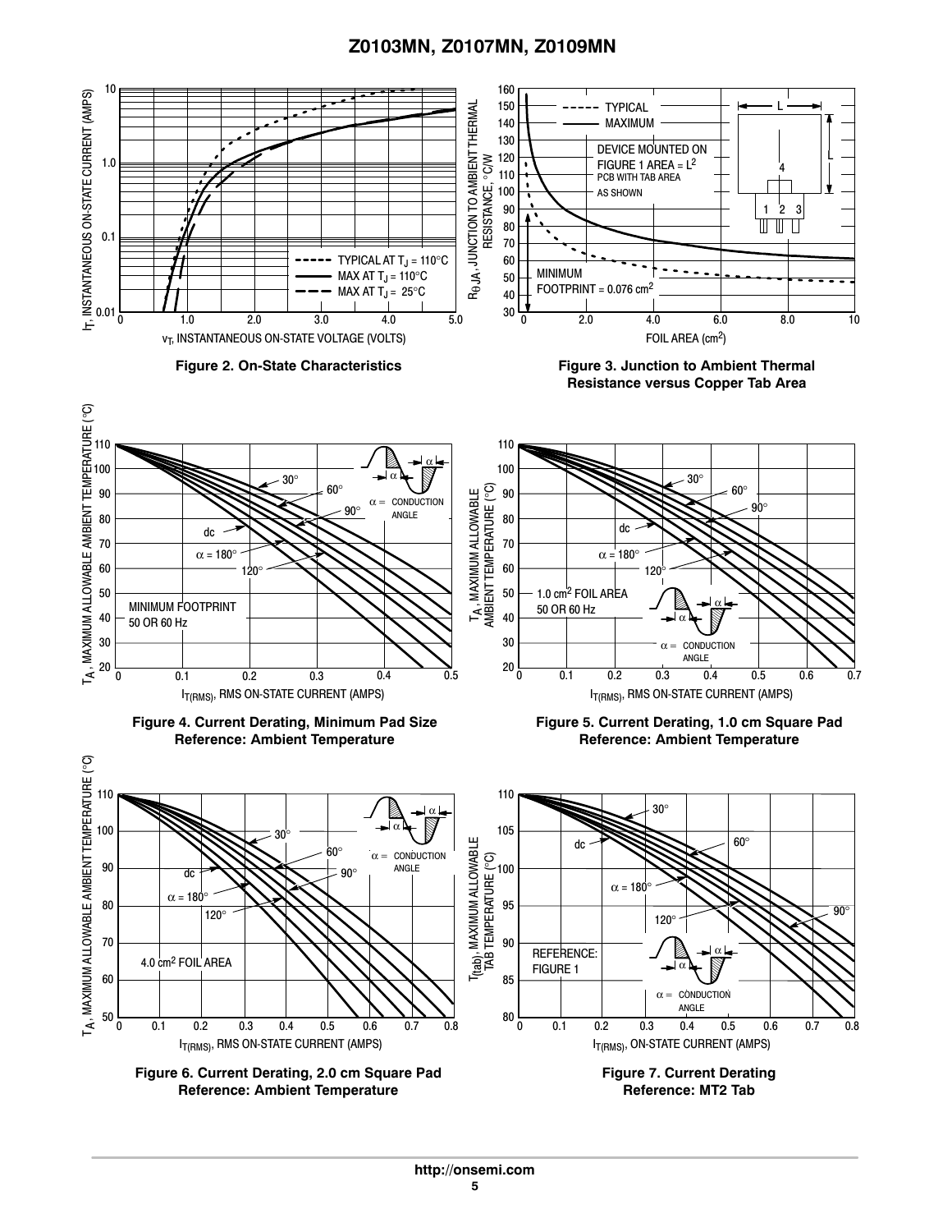Figure 2. On-State Characteristics

Figure 3. Junction to Ambient Thermal Resistance versus Copper Tab Area

Figure 4. Current Derating, Minimum Pad Size Reference: Ambient Temperature

Figure 5. Current Derating, 1.0 cm Square Pad Reference: Ambient Temperature

Figure 6. Current Derating, 2.0 cm Square Pad Reference: Ambient Temperature

Figure 7. Current Derating Reference: MT2 Tab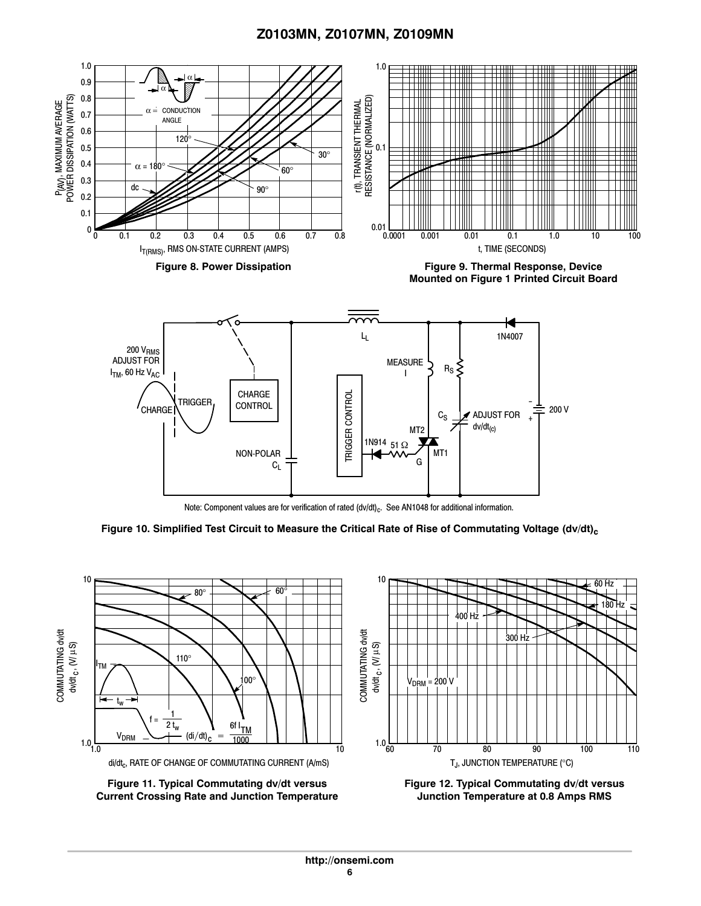Figure 8. Power Dissipation

Figure 9. Thermal Response, Device Mounted on Figure 1 Printed Circuit Board

Note: Component values are for verification of rated $(dv/dt)_c$. See AN1048 for additional information.

Figure 10. Simplified Test Circuit to Measure the Critical Rate of Rise of Commutating Voltage $(dv/dt)_c$

Figure 11. Typical Commutating dv/dt versus Current Crossing Rate and Junction Temperature

Figure 12. Typical Commutating dv/dt versus Junction Temperature at 0.8 Amps RMS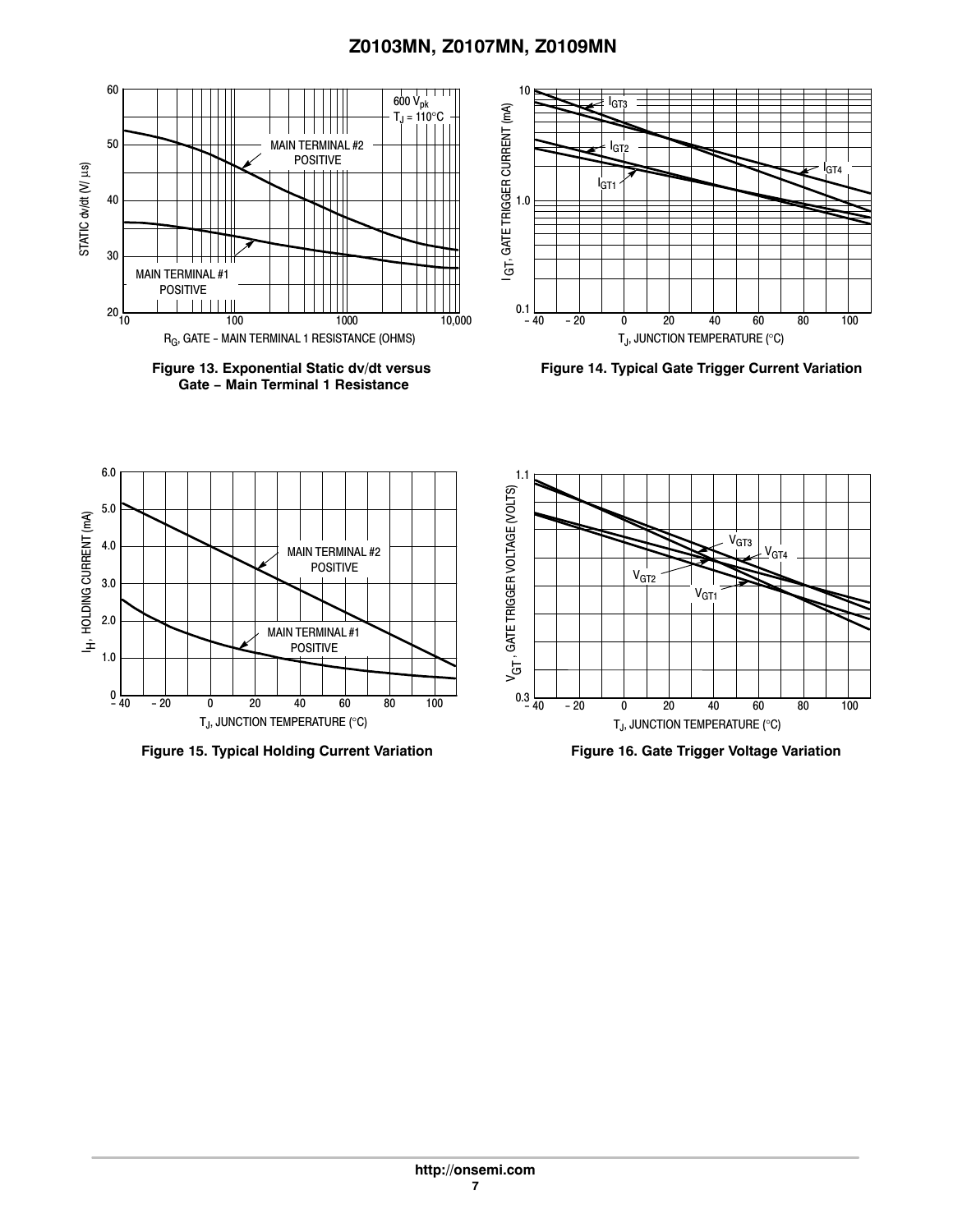Figure 13. Exponential Static dv/dt versus Gate − Main Terminal 1 Resistance

Figure 14. Typical Gate Trigger Current Variation

Figure 15. Typical Holding Current Variation

Figure 16. Gate Trigger Voltage Variation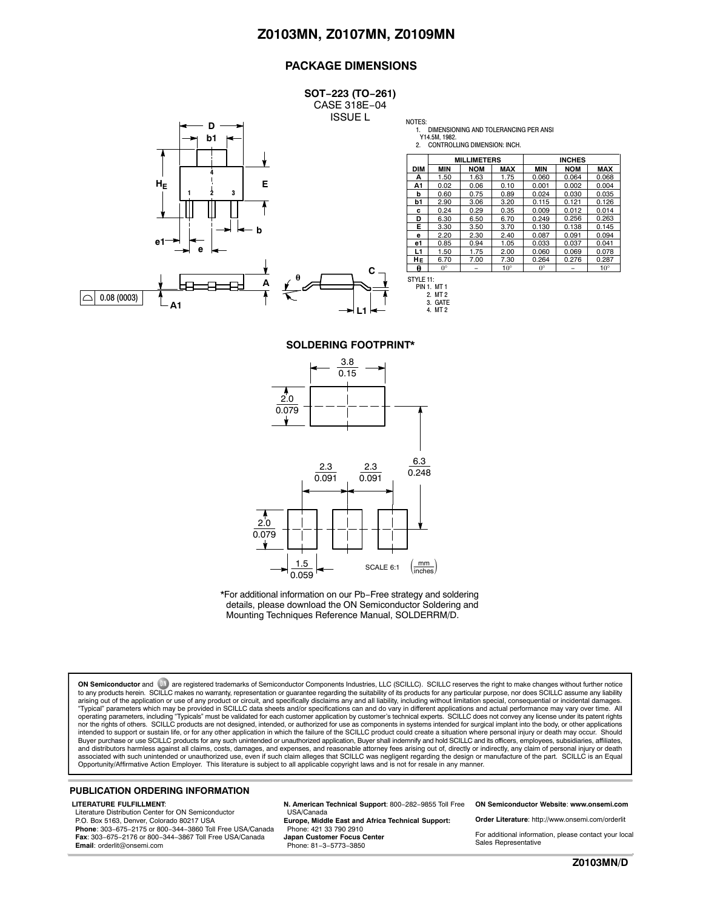## PACKAGE DIMENSIONS

**SOT−223 (TO−261)**
CASE 318E−04
ISSUE L

NOTES:
1. DIMENSIONING AND TOLERANCING PER ANSI Y14.5M, 1982.
2. CONTROLLING DIMENSION: INCH.

| | MILLIMETERS | | | INCHES | | |
|---|---|---|---|---|---|---|
| DIM | MIN | NOM | MAX | MIN | NOM | MAX |
| A | 1.50 | 1.63 | 1.75 | 0.060 | 0.064 | 0.068 |
| A1 | 0.02 | 0.06 | 0.10 | 0.001 | 0.002 | 0.004 |
| b | 0.60 | 0.75 | 0.89 | 0.024 | 0.030 | 0.035 |
| b1 | 2.90 | 3.06 | 3.20 | 0.115 | 0.121 | 0.126 |
| c | 0.24 | 0.29 | 0.35 | 0.009 | 0.012 | 0.014 |
| D | 6.30 | 6.50 | 6.70 | 0.249 | 0.256 | 0.263 |
| E | 3.30 | 3.50 | 3.70 | 0.130 | 0.138 | 0.145 |
| e | 2.20 | 2.30 | 2.40 | 0.087 | 0.091 | 0.094 |
| e1 | 0.85 | 0.94 | 1.05 | 0.033 | 0.037 | 0.041 |
| L1 | 1.50 | 1.75 | 2.00 | 0.060 | 0.069 | 0.078 |
| $H_E$ | 6.70 | 7.00 | 7.30 | 0.264 | 0.276 | 0.287 |
| θ | 0° | – | 10° | 0° | – | 10° |

STYLE 11:
PIN 1. MT 1
2. MT 2
3. GATE
4. MT 2

D
b1
$H_E$
E
b
e1
e
A
A1
C
θ
L1
0.08 (0003)

## SOLDERING FOOTPRINT*

3.8
0.15
2.0
0.079
6.3
0.248
2.3
0.091
2.3
0.091
2.0
0.079
1.5
0.059
SCALE 6:1 (mm / inches)

*For additional information on our Pb−Free strategy and soldering details, please download the ON Semiconductor Soldering and Mounting Techniques Reference Manual, SOLDERRM/D.

**ON Semiconductor** and (ON) are registered trademarks of Semiconductor Components Industries, LLC (SCILLC). SCILLC reserves the right to make changes without further notice to any products herein. SCILLC makes no warranty, representation or guarantee regarding the suitability of its products for any particular purpose, nor does SCILLC assume any liability arising out of the application or use of any product or circuit, and specifically disclaims any and all liability, including without limitation special, consequential or incidental damages. "Typical" parameters which may be provided in SCILLC data sheets and/or specifications can and do vary in different applications and actual performance may vary over time. All operating parameters, including "Typicals" must be validated for each customer application by customer's technical experts. SCILLC does not convey any license under its patent rights nor the rights of others. SCILLC products are not designed, intended, or authorized for use as components in systems intended for surgical implant into the body, or other applications intended to support or sustain life, or for any other application in which the failure of the SCILLC product could create a situation where personal injury or death may occur. Should Buyer purchase or use SCILLC products for any such unintended or unauthorized application, Buyer shall indemnify and hold SCILLC and its officers, employees, subsidiaries, affiliates, and distributors harmless against all claims, costs, damages, and expenses, and reasonable attorney fees arising out of, directly or indirectly, any claim of personal injury or death associated with such unintended or unauthorized use, even if such claim alleges that SCILLC was negligent regarding the design or manufacture of the part. SCILLC is an Equal Opportunity/Affirmative Action Employer. This literature is subject to all applicable copyright laws and is not for resale in any manner.

### PUBLICATION ORDERING INFORMATION

**LITERATURE FULFILLMENT**:
Literature Distribution Center for ON Semiconductor
P.O. Box 5163, Denver, Colorado 80217 USA
**Phone**: 303−675−2175 or 800−344−3860 Toll Free USA/Canada
**Fax**: 303−675−2176 or 800−344−3867 Toll Free USA/Canada
**Email**: orderlit@onsemi.com

**N. American Technical Support**: 800−282−9855 Toll Free USA/Canada
**Europe, Middle East and Africa Technical Support:**
Phone: 421 33 790 2910
**Japan Customer Focus Center**
Phone: 81−3−5773−3850

**ON Semiconductor Website**: **www.onsemi.com**

**Order Literature**: http://www.onsemi.com/orderlit

For additional information, please contact your local Sales Representative

**Z0103MN/D**